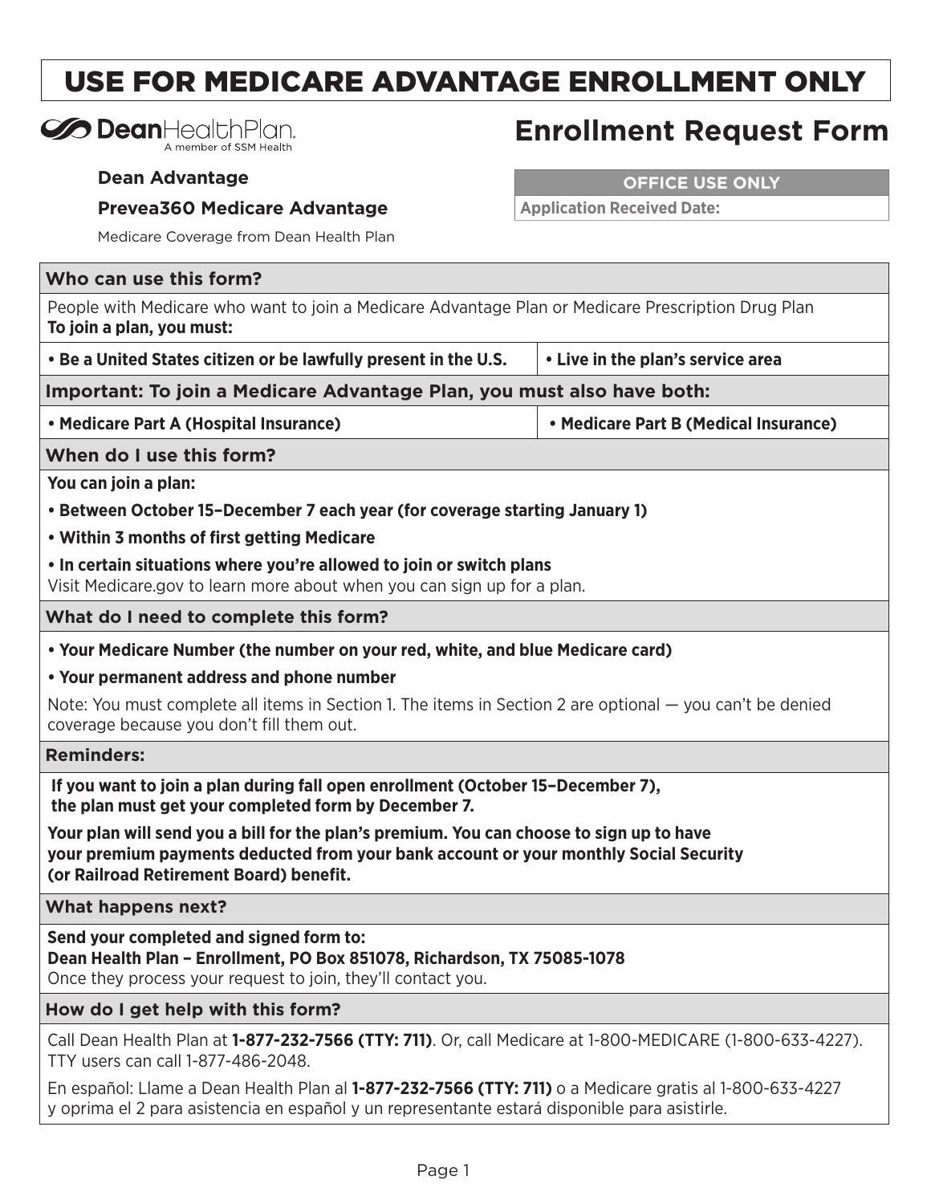# USE FOR MEDICARE ADVANTAGE ENROLLMENT ONLY

DeanHealthPlan.
A member of SSM Health

# Enrollment Request Form

**Dean Advantage**

**Prevea360 Medicare Advantage**

Medicare Coverage from Dean Health Plan

| OFFICE USE ONLY |
|---|
| **Application Received Date:** |

## Who can use this form?

People with Medicare who want to join a Medicare Advantage Plan or Medicare Prescription Drug Plan
**To join a plan, you must:**

- **Be a United States citizen or be lawfully present in the U.S.**
- **Live in the plan's service area**

**Important: To join a Medicare Advantage Plan, you must also have both:**

- **Medicare Part A (Hospital Insurance)**
- **Medicare Part B (Medical Insurance)**

## When do I use this form?

**You can join a plan:**

- **Between October 15–December 7 each year (for coverage starting January 1)**
- **Within 3 months of first getting Medicare**
- **In certain situations where you're allowed to join or switch plans**

Visit Medicare.gov to learn more about when you can sign up for a plan.

## What do I need to complete this form?

- **Your Medicare Number (the number on your red, white, and blue Medicare card)**
- **Your permanent address and phone number**

Note: You must complete all items in Section 1. The items in Section 2 are optional — you can't be denied coverage because you don't fill them out.

## Reminders:

**If you want to join a plan during fall open enrollment (October 15–December 7), the plan must get your completed form by December 7.**

**Your plan will send you a bill for the plan's premium. You can choose to sign up to have your premium payments deducted from your bank account or your monthly Social Security (or Railroad Retirement Board) benefit.**

## What happens next?

**Send your completed and signed form to:**
**Dean Health Plan – Enrollment, PO Box 851078, Richardson, TX 75085-1078**
Once they process your request to join, they'll contact you.

## How do I get help with this form?

Call Dean Health Plan at **1-877-232-7566 (TTY: 711)**. Or, call Medicare at 1-800-MEDICARE (1-800-633-4227). TTY users can call 1-877-486-2048.

En español: Llame a Dean Health Plan al **1-877-232-7566 (TTY: 711)** o a Medicare gratis al 1-800-633-4227 y oprima el 2 para asistencia en español y un representante estará disponible para asistirle.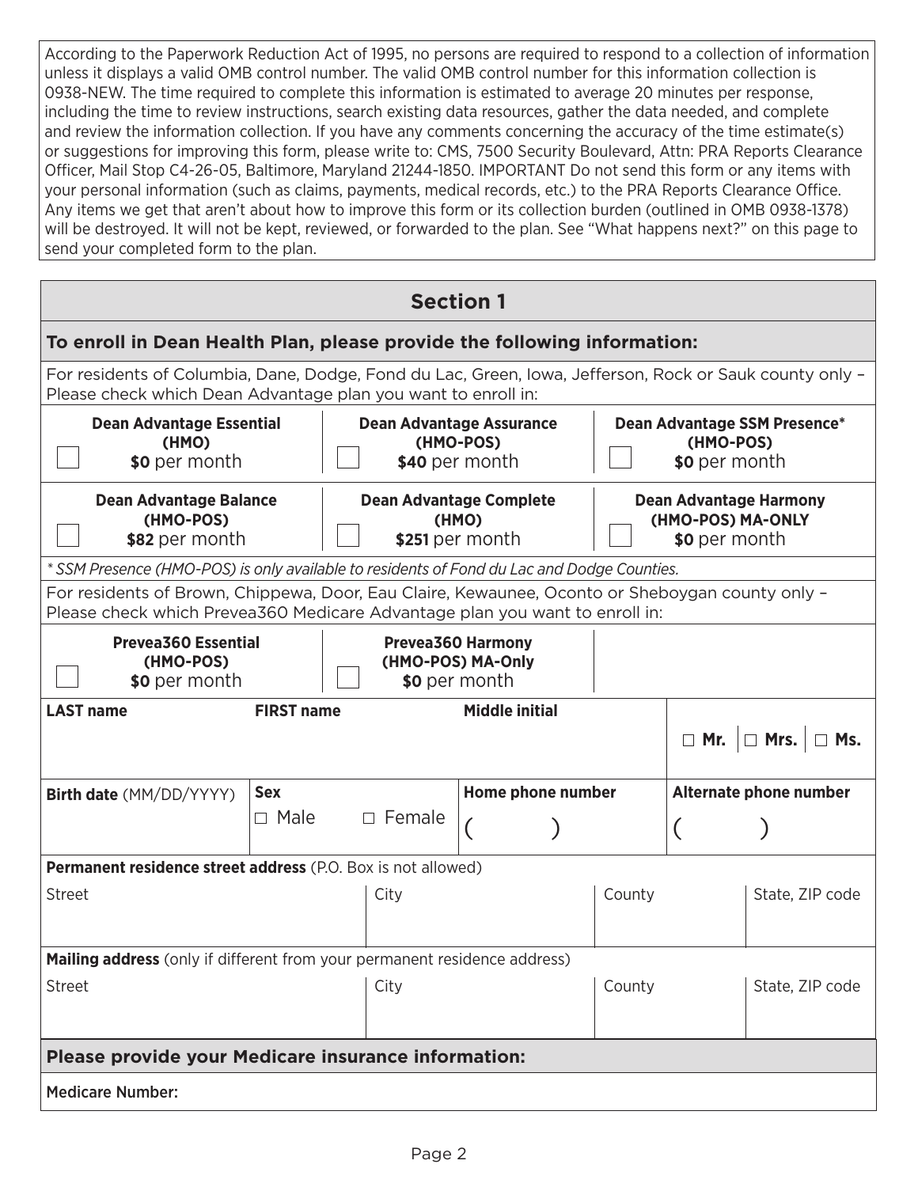According to the Paperwork Reduction Act of 1995, no persons are required to respond to a collection of information unless it displays a valid OMB control number. The valid OMB control number for this information collection is 0938-NEW. The time required to complete this information is estimated to average 20 minutes per response, including the time to review instructions, search existing data resources, gather the data needed, and complete and review the information collection. If you have any comments concerning the accuracy of the time estimate(s) or suggestions for improving this form, please write to: CMS, 7500 Security Boulevard, Attn: PRA Reports Clearance Officer, Mail Stop C4-26-05, Baltimore, Maryland 21244-1850. IMPORTANT Do not send this form or any items with your personal information (such as claims, payments, medical records, etc.) to the PRA Reports Clearance Office. Any items we get that aren't about how to improve this form or its collection burden (outlined in OMB 0938-1378) will be destroyed. It will not be kept, reviewed, or forwarded to the plan. See "What happens next?" on this page to send your completed form to the plan.

## Section 1

### To enroll in Dean Health Plan, please provide the following information:

For residents of Columbia, Dane, Dodge, Fond du Lac, Green, Iowa, Jefferson, Rock or Sauk county only – Please check which Dean Advantage plan you want to enroll in:

| | | |
|---|---|---|
| ☐ **Dean Advantage Essential (HMO)** **$0** per month | ☐ **Dean Advantage Assurance (HMO-POS)** **$40** per month | ☐ **Dean Advantage SSM Presence\* (HMO-POS)** **$0** per month |
| ☐ **Dean Advantage Balance (HMO-POS)** **$82** per month | ☐ **Dean Advantage Complete (HMO)** **$251** per month | ☐ **Dean Advantage Harmony (HMO-POS) MA-ONLY** **$0** per month |

*\* SSM Presence (HMO-POS) is only available to residents of Fond du Lac and Dodge Counties.*

For residents of Brown, Chippewa, Door, Eau Claire, Kewaunee, Oconto or Sheboygan county only – Please check which Prevea360 Medicare Advantage plan you want to enroll in:

| | | |
|---|---|---|
| ☐ **Prevea360 Essential (HMO-POS)** **$0** per month | ☐ **Prevea360 Harmony (HMO-POS) MA-Only** **$0** per month | |

| **LAST name** | **FIRST name** | **Middle initial** | ☐ **Mr.** ☐ **Mrs.** ☐ **Ms.** |
|---|---|---|---|
| | | | |

| **Birth date** (MM/DD/YYYY) | **Sex** ☐ Male ☐ Female | **Home phone number** ( ) | **Alternate phone number** ( ) |
|---|---|---|---|
| | | | |

**Permanent residence street address** (P.O. Box is not allowed)

| Street | City | County | State, ZIP code |
|---|---|---|---|
| | | | |

**Mailing address** (only if different from your permanent residence address)

| Street | City | County | State, ZIP code |
|---|---|---|---|
| | | | |

### Please provide your Medicare insurance information:

**Medicare Number:**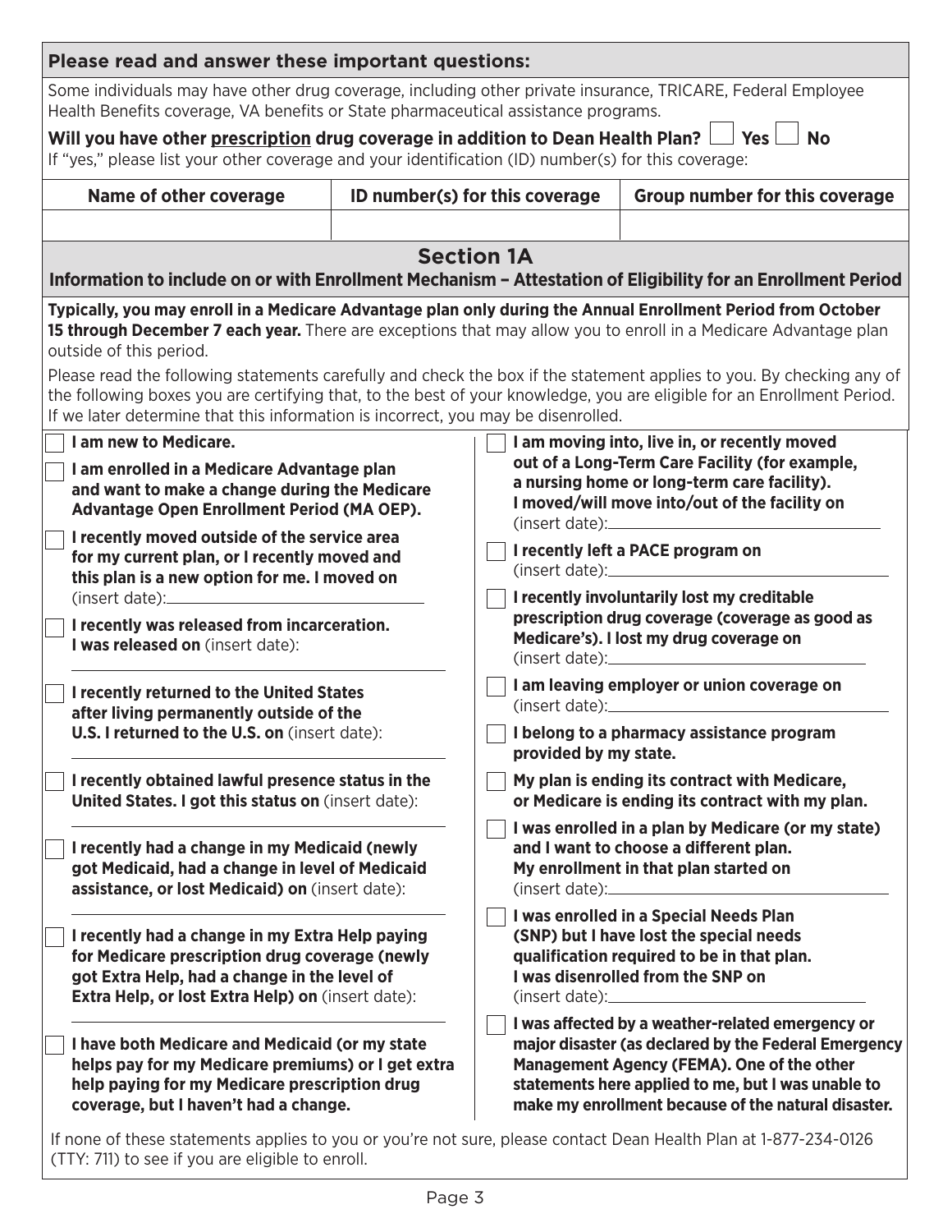## Please read and answer these important questions:

Some individuals may have other drug coverage, including other private insurance, TRICARE, Federal Employee Health Benefits coverage, VA benefits or State pharmaceutical assistance programs.

**Will you have other prescription drug coverage in addition to Dean Health Plan?** ☐ **Yes** ☐ **No**

If "yes," please list your other coverage and your identification (ID) number(s) for this coverage:

| Name of other coverage | ID number(s) for this coverage | Group number for this coverage |
|---|---|---|
| | | |

## Section 1A

### Information to include on or with Enrollment Mechanism – Attestation of Eligibility for an Enrollment Period

**Typically, you may enroll in a Medicare Advantage plan only during the Annual Enrollment Period from October 15 through December 7 each year.** There are exceptions that may allow you to enroll in a Medicare Advantage plan outside of this period.

Please read the following statements carefully and check the box if the statement applies to you. By checking any of the following boxes you are certifying that, to the best of your knowledge, you are eligible for an Enrollment Period. If we later determine that this information is incorrect, you may be disenrolled.

- ☐ **I am new to Medicare.**
- ☐ **I am enrolled in a Medicare Advantage plan and want to make a change during the Medicare Advantage Open Enrollment Period (MA OEP).**
- ☐ **I recently moved outside of the service area for my current plan, or I recently moved and this plan is a new option for me. I moved on** (insert date): \_\_\_\_\_\_\_\_\_\_
- ☐ **I recently was released from incarceration. I was released on** (insert date): \_\_\_\_\_\_\_\_\_\_
- ☐ **I recently returned to the United States after living permanently outside of the U.S. I returned to the U.S. on** (insert date): \_\_\_\_\_\_\_\_\_\_
- ☐ **I recently obtained lawful presence status in the United States. I got this status on** (insert date): \_\_\_\_\_\_\_\_\_\_
- ☐ **I recently had a change in my Medicaid (newly got Medicaid, had a change in level of Medicaid assistance, or lost Medicaid) on** (insert date): \_\_\_\_\_\_\_\_\_\_
- ☐ **I recently had a change in my Extra Help paying for Medicare prescription drug coverage (newly got Extra Help, had a change in the level of Extra Help, or lost Extra Help) on** (insert date): \_\_\_\_\_\_\_\_\_\_
- ☐ **I have both Medicare and Medicaid (or my state helps pay for my Medicare premiums) or I get extra help paying for my Medicare prescription drug coverage, but I haven't had a change.**
- ☐ **I am moving into, live in, or recently moved out of a Long-Term Care Facility (for example, a nursing home or long-term care facility). I moved/will move into/out of the facility on** (insert date): \_\_\_\_\_\_\_\_\_\_
- ☐ **I recently left a PACE program on** (insert date): \_\_\_\_\_\_\_\_\_\_
- ☐ **I recently involuntarily lost my creditable prescription drug coverage (coverage as good as Medicare's). I lost my drug coverage on** (insert date): \_\_\_\_\_\_\_\_\_\_
- ☐ **I am leaving employer or union coverage on** (insert date): \_\_\_\_\_\_\_\_\_\_
- ☐ **I belong to a pharmacy assistance program provided by my state.**
- ☐ **My plan is ending its contract with Medicare, or Medicare is ending its contract with my plan.**
- ☐ **I was enrolled in a plan by Medicare (or my state) and I want to choose a different plan. My enrollment in that plan started on** (insert date): \_\_\_\_\_\_\_\_\_\_
- ☐ **I was enrolled in a Special Needs Plan (SNP) but I have lost the special needs qualification required to be in that plan. I was disenrolled from the SNP on** (insert date): \_\_\_\_\_\_\_\_\_\_
- ☐ **I was affected by a weather-related emergency or major disaster (as declared by the Federal Emergency Management Agency (FEMA). One of the other statements here applied to me, but I was unable to make my enrollment because of the natural disaster.**

If none of these statements applies to you or you're not sure, please contact Dean Health Plan at 1-877-234-0126 (TTY: 711) to see if you are eligible to enroll.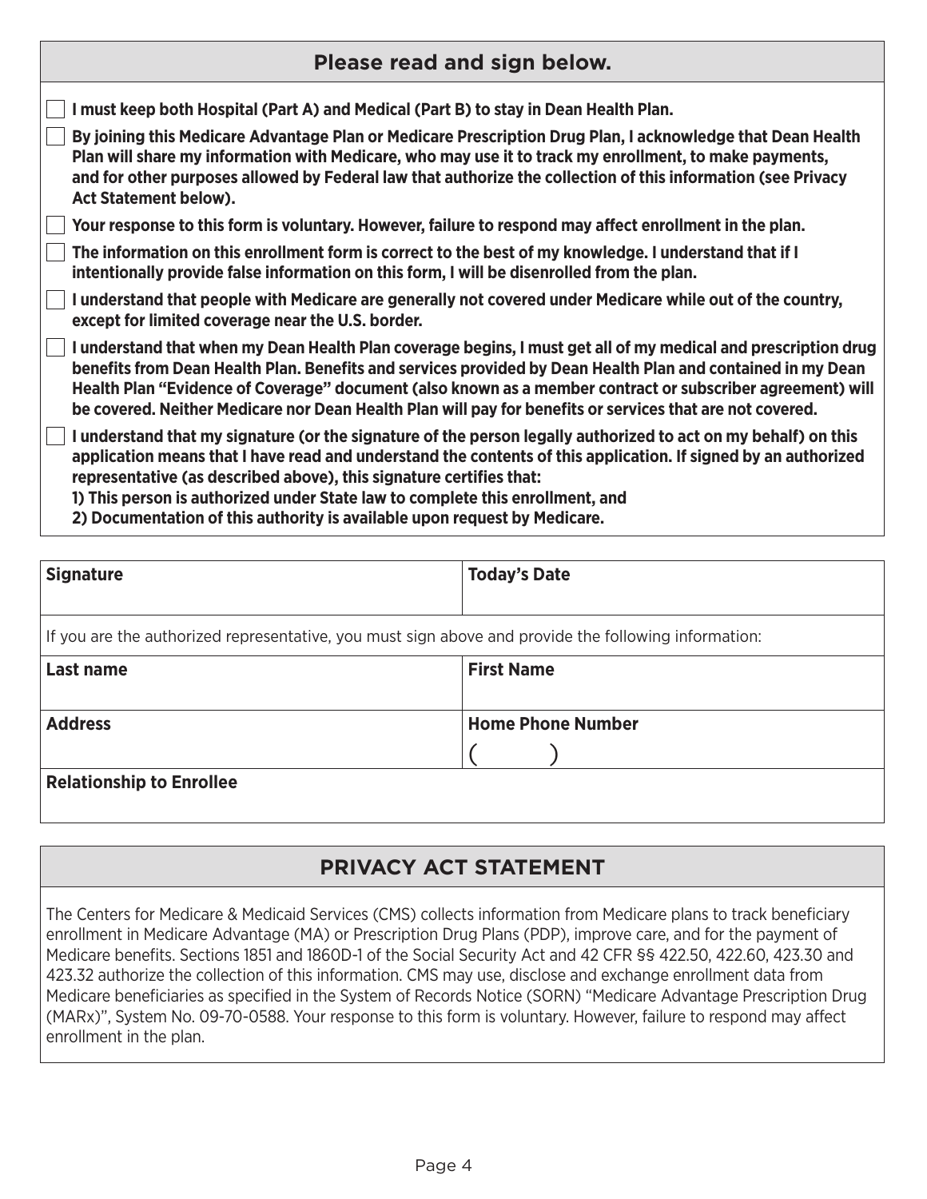## Please read and sign below.

- [ ] **I must keep both Hospital (Part A) and Medical (Part B) to stay in Dean Health Plan.**
- [ ] **By joining this Medicare Advantage Plan or Medicare Prescription Drug Plan, I acknowledge that Dean Health Plan will share my information with Medicare, who may use it to track my enrollment, to make payments, and for other purposes allowed by Federal law that authorize the collection of this information (see Privacy Act Statement below).**
- [ ] **Your response to this form is voluntary. However, failure to respond may affect enrollment in the plan.**
- [ ] **The information on this enrollment form is correct to the best of my knowledge. I understand that if I intentionally provide false information on this form, I will be disenrolled from the plan.**
- [ ] **I understand that people with Medicare are generally not covered under Medicare while out of the country, except for limited coverage near the U.S. border.**
- [ ] **I understand that when my Dean Health Plan coverage begins, I must get all of my medical and prescription drug benefits from Dean Health Plan. Benefits and services provided by Dean Health Plan and contained in my Dean Health Plan "Evidence of Coverage" document (also known as a member contract or subscriber agreement) will be covered. Neither Medicare nor Dean Health Plan will pay for benefits or services that are not covered.**
- [ ] **I understand that my signature (or the signature of the person legally authorized to act on my behalf) on this application means that I have read and understand the contents of this application. If signed by an authorized representative (as described above), this signature certifies that:**
  **1) This person is authorized under State law to complete this enrollment, and**
  **2) Documentation of this authority is available upon request by Medicare.**

| **Signature** | **Today's Date** |
|---|---|
| If you are the authorized representative, you must sign above and provide the following information: | |
| **Last name** | **First Name** |
| **Address** | **Home Phone Number** ( ) |
| **Relationship to Enrollee** | |

## PRIVACY ACT STATEMENT

The Centers for Medicare & Medicaid Services (CMS) collects information from Medicare plans to track beneficiary enrollment in Medicare Advantage (MA) or Prescription Drug Plans (PDP), improve care, and for the payment of Medicare benefits. Sections 1851 and 1860D-1 of the Social Security Act and 42 CFR §§ 422.50, 422.60, 423.30 and 423.32 authorize the collection of this information. CMS may use, disclose and exchange enrollment data from Medicare beneficiaries as specified in the System of Records Notice (SORN) "Medicare Advantage Prescription Drug (MARx)", System No. 09-70-0588. Your response to this form is voluntary. However, failure to respond may affect enrollment in the plan.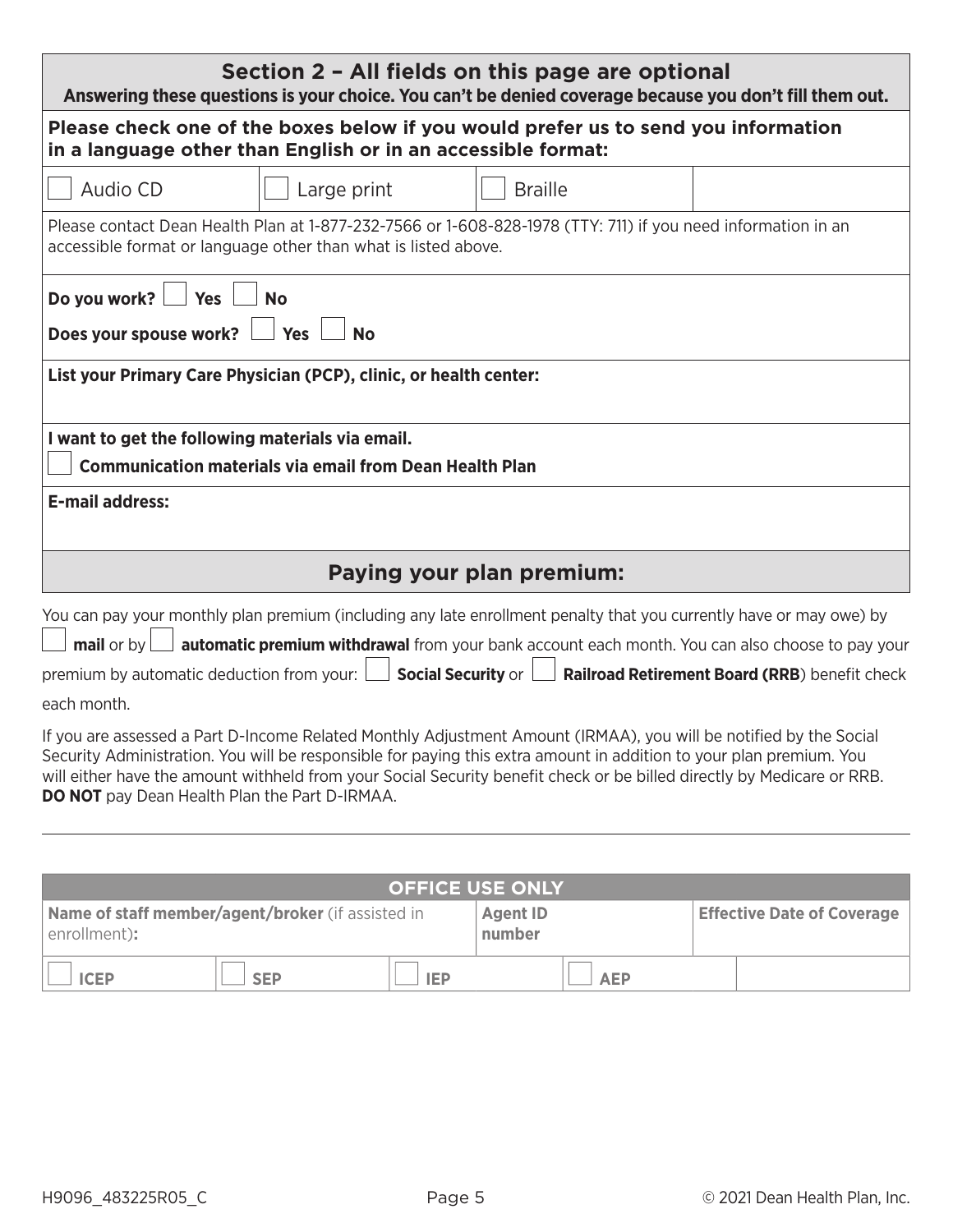## Section 2 – All fields on this page are optional

**Answering these questions is your choice. You can't be denied coverage because you don't fill them out.**

**Please check one of the boxes below if you would prefer us to send you information in a language other than English or in an accessible format:**

☐ Audio CD ☐ Large print ☐ Braille

Please contact Dean Health Plan at 1-877-232-7566 or 1-608-828-1978 (TTY: 711) if you need information in an accessible format or language other than what is listed above.

**Do you work?** ☐ **Yes** ☐ **No**

**Does your spouse work?** ☐ **Yes** ☐ **No**

**List your Primary Care Physician (PCP), clinic, or health center:**

**I want to get the following materials via email.**

☐ **Communication materials via email from Dean Health Plan**

**E-mail address:**

## Paying your plan premium:

You can pay your monthly plan premium (including any late enrollment penalty that you currently have or may owe) by ☐ **mail** or by ☐ **automatic premium withdrawal** from your bank account each month. You can also choose to pay your premium by automatic deduction from your: ☐ **Social Security** or ☐ **Railroad Retirement Board (RRB**) benefit check each month.

If you are assessed a Part D-Income Related Monthly Adjustment Amount (IRMAA), you will be notified by the Social Security Administration. You will be responsible for paying this extra amount in addition to your plan premium. You will either have the amount withheld from your Social Security benefit check or be billed directly by Medicare or RRB. **DO NOT** pay Dean Health Plan the Part D-IRMAA.

| OFFICE USE ONLY | | | |
|---|---|---|---|
| **Name of staff member/agent/broker** (if assisted in enrollment)**:** | | **Agent ID number** | **Effective Date of Coverage** |
| ☐ **ICEP** | ☐ **SEP** | ☐ **IEP** | ☐ **AEP** |

H9096_483225R05_C

© 2021 Dean Health Plan, Inc.